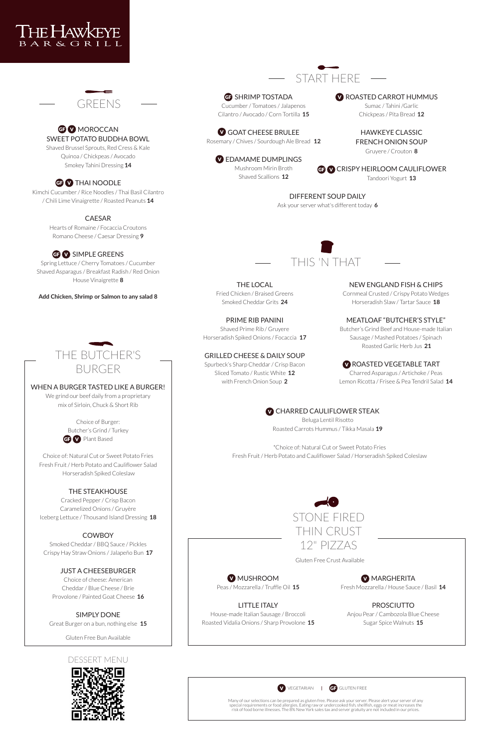# THE HAWKEYE BAR & GRILL

## GREENS

**GF V MOROCCAN SWEET POTATO BUDDHA BOWL**
Shaved Brussel Sprouts, Red Cress & Kale
Quinoa / Chickpeas / Avocado
Smokey Tahini Dressing **14**

**GF V THAI NOODLE**
Kimchi Cucumber / Rice Noodles / Thai Basil Cilantro / Chili Lime Vinaigrette / Roasted Peanuts **14**

**CAESAR**
Hearts of Romaine / Focaccia Croutons
Romano Cheese / Caesar Dressing **9**

**GF V SIMPLE GREENS**
Spring Lettuce / Cherry Tomatoes / Cucumber
Shaved Asparagus / Breakfast Radish / Red Onion
House Vinaigrette **8**

**Add Chicken, Shrimp or Salmon to any salad 8**

## THE BUTCHER'S BURGER

**WHEN A BURGER TASTED LIKE A BURGER!**
We grind our beef daily from a proprietary mix of Sirloin, Chuck & Short Rib

Choice of Burger:
Butcher's Grind / Turkey
GF V Plant Based

Choice of: Natural Cut or Sweet Potato Fries
Fresh Fruit / Herb Potato and Cauliflower Salad
Horseradish Spiked Coleslaw

**THE STEAKHOUSE**
Cracked Pepper / Crisp Bacon
Caramelized Onions / Gruyère
Iceberg Lettuce / Thousand Island Dressing **18**

**COWBOY**
Smoked Cheddar / BBQ Sauce / Pickles
Crispy Hay Straw Onions / Jalapeño Bun **17**

**JUST A CHEESEBURGER**
Choice of cheese: American
Cheddar / Blue Cheese / Brie
Provolone / Painted Goat Cheese **16**

**SIMPLY DONE**
Great Burger on a bun, nothing else **15**

Gluten Free Bun Available

## DESSERT MENU

## START HERE

**GF SHRIMP TOSTADA**
Cucumber / Tomatoes / Jalapenos
Cilantro / Avocado / Corn Tortilla **15**

**V ROASTED CARROT HUMMUS**
Sumac / Tahini /Garlic
Chickpeas / Pita Bread **12**

**V GOAT CHEESE BRULEE**
Rosemary / Chives / Sourdough Ale Bread **12**

**HAWKEYE CLASSIC FRENCH ONION SOUP**
Gruyere / Crouton **8**

**V EDAMAME DUMPLINGS**
Mushroom Mirin Broth
Shaved Scallions **12**

**GF V CRISPY HEIRLOOM CAULIFLOWER**
Tandoori Yogurt **13**

**DIFFERENT SOUP DAILY**
Ask your server what's different today **6**

## THIS 'N THAT

**THE LOCAL**
Fried Chicken / Braised Greens
Smoked Cheddar Grits **24**

**NEW ENGLAND FISH & CHIPS**
Cornmeal Crusted / Crispy Potato Wedges
Horseradish Slaw / Tartar Sauce **18**

**PRIME RIB PANINI**
Shaved Prime Rib / Gruyere
Horseradish Spiked Onions / Focaccia **17**

**MEATLOAF "BUTCHER'S STYLE"**
Butcher's Grind Beef and House-made Italian Sausage / Mashed Potatoes / Spinach
Roasted Garlic Herb Jus **21**

**GRILLED CHEESE & DAILY SOUP**
Spurbeck's Sharp Cheddar / Crisp Bacon
Sliced Tomato / Rustic White **12**
with French Onion Soup **2**

**V ROASTED VEGETABLE TART**
Charred Asparagus / Artichoke / Peas
Lemon Ricotta / Frisee & Pea Tendril Salad **14**

**V CHARRED CAULIFLOWER STEAK**
Beluga Lentil Risotto
Roasted Carrots Hummus / Tikka Masala **19**

*Choice of: Natural Cut or Sweet Potato Fries
Fresh Fruit / Herb Potato and Cauliflower Salad / Horseradish Spiked Coleslaw

## STONE FIRED THIN CRUST 12" PIZZAS

Gluten Free Crust Available

**V MUSHROOM**
Peas / Mozzarella / Truffle Oil **15**

**V MARGHERITA**
Fresh Mozzarella / House Sauce / Basil **14**

**LITTLE ITALY**
House-made Italian Sausage / Broccoli
Roasted Vidalia Onions / Sharp Provolone **15**

**PROSCIUTTO**
Anjou Pear / Cambozola Blue Cheese
Sugar Spice Walnuts **15**

V VEGETARIAN | GF GLUTEN FREE

Many of our selections can be prepared as gluten free. Please ask your server. Please alert your server of any special requirements or food allergies. Eating raw or undercooked fish, shellfish, eggs or meat increases the risk of food borne illnesses. The 8% New York sales tax and server gratuity are not included in our prices.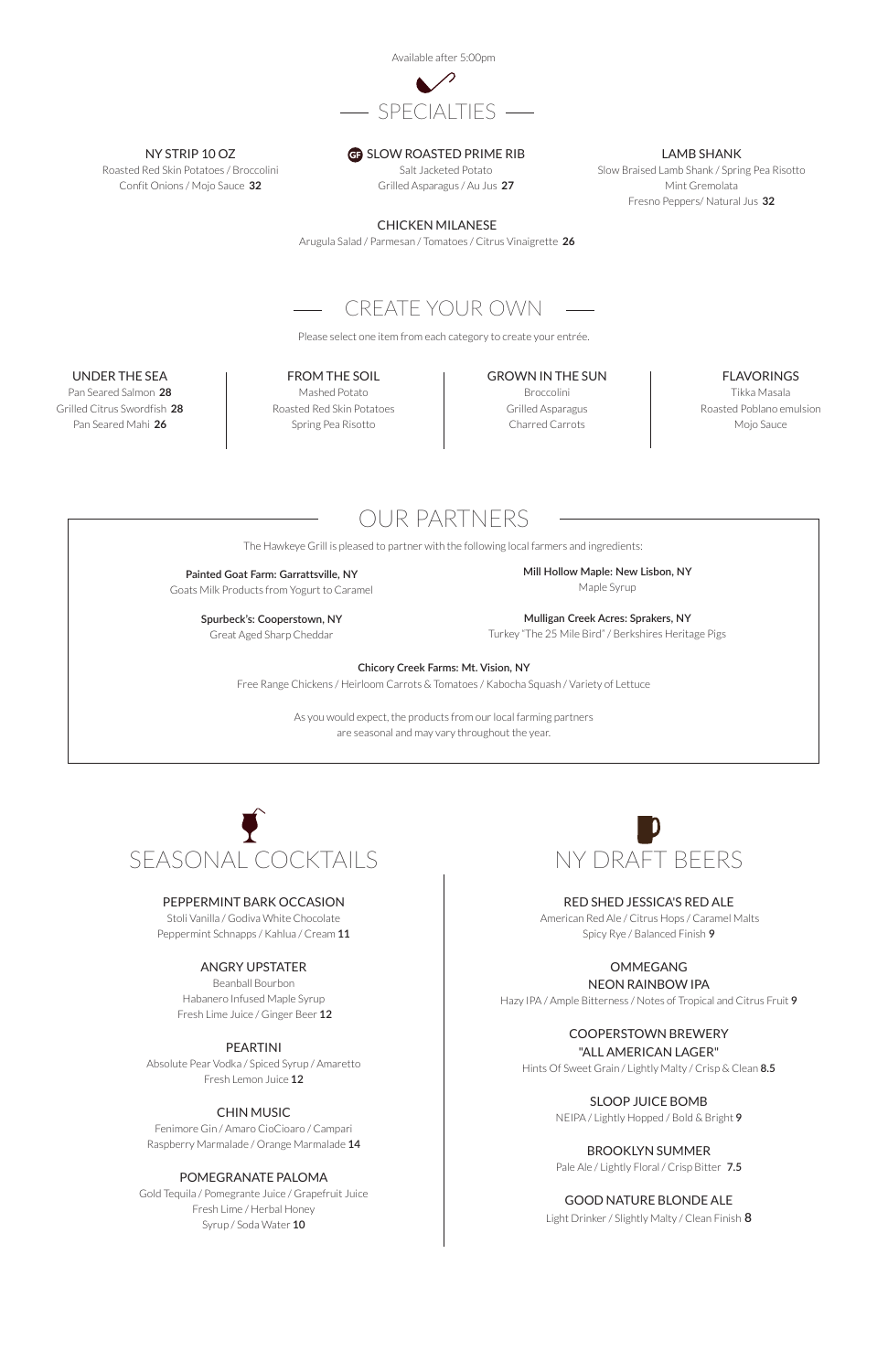Available after 5:00pm

# SPECIALTIES

### NY STRIP 10 OZ
Roasted Red Skin Potatoes / Broccolini
Confit Onions / Mojo Sauce **32**

### GF SLOW ROASTED PRIME RIB
Salt Jacketed Potato
Grilled Asparagus / Au Jus **27**

### LAMB SHANK
Slow Braised Lamb Shank / Spring Pea Risotto
Mint Gremolata
Fresno Peppers/ Natural Jus **32**

### CHICKEN MILANESE
Arugula Salad / Parmesan / Tomatoes / Citrus Vinaigrette **26**

# CREATE YOUR OWN

Please select one item from each category to create your entrée.

### UNDER THE SEA
Pan Seared Salmon **28**
Grilled Citrus Swordfish **28**
Pan Seared Mahi **26**

### FROM THE SOIL
Mashed Potato
Roasted Red Skin Potatoes
Spring Pea Risotto

### GROWN IN THE SUN
Broccolini
Grilled Asparagus
Charred Carrots

### FLAVORINGS
Tikka Masala
Roasted Poblano emulsion
Mojo Sauce

# OUR PARTNERS

The Hawkeye Grill is pleased to partner with the following local farmers and ingredients:

**Painted Goat Farm: Garrattsville, NY**
Goats Milk Products from Yogurt to Caramel

**Mill Hollow Maple: New Lisbon, NY**
Maple Syrup

**Spurbeck's: Cooperstown, NY**
Great Aged Sharp Cheddar

**Mulligan Creek Acres: Sprakers, NY**
Turkey "The 25 Mile Bird" / Berkshires Heritage Pigs

**Chicory Creek Farms: Mt. Vision, NY**
Free Range Chickens / Heirloom Carrots & Tomatoes / Kabocha Squash / Variety of Lettuce

As you would expect, the products from our local farming partners
are seasonal and may vary throughout the year.

# SEASONAL COCKTAILS

### PEPPERMINT BARK OCCASION
Stoli Vanilla / Godiva White Chocolate
Peppermint Schnapps / Kahlua / Cream **11**

### ANGRY UPSTATER
Beanball Bourbon
Habanero Infused Maple Syrup
Fresh Lime Juice / Ginger Beer **12**

### PEARTINI
Absolute Pear Vodka / Spiced Syrup / Amaretto
Fresh Lemon Juice **12**

### CHIN MUSIC
Fenimore Gin / Amaro CioCioaro / Campari
Raspberry Marmalade / Orange Marmalade **14**

### POMEGRANATE PALOMA
Gold Tequila / Pomegrante Juice / Grapefruit Juice
Fresh Lime / Herbal Honey
Syrup / Soda Water **10**

# NY DRAFT BEERS

### RED SHED JESSICA'S RED ALE
American Red Ale / Citrus Hops / Caramel Malts
Spicy Rye / Balanced Finish **9**

### OMMEGANG NEON RAINBOW IPA
Hazy IPA / Ample Bitterness / Notes of Tropical and Citrus Fruit **9**

### COOPERSTOWN BREWERY "ALL AMERICAN LAGER"
Hints Of Sweet Grain / Lightly Malty / Crisp & Clean **8.5**

### SLOOP JUICE BOMB
NEIPA / Lightly Hopped / Bold & Bright **9**

### BROOKLYN SUMMER
Pale Ale / Lightly Floral / Crisp Bitter **7.5**

### GOOD NATURE BLONDE ALE
Light Drinker / Slightly Malty / Clean Finish **8**